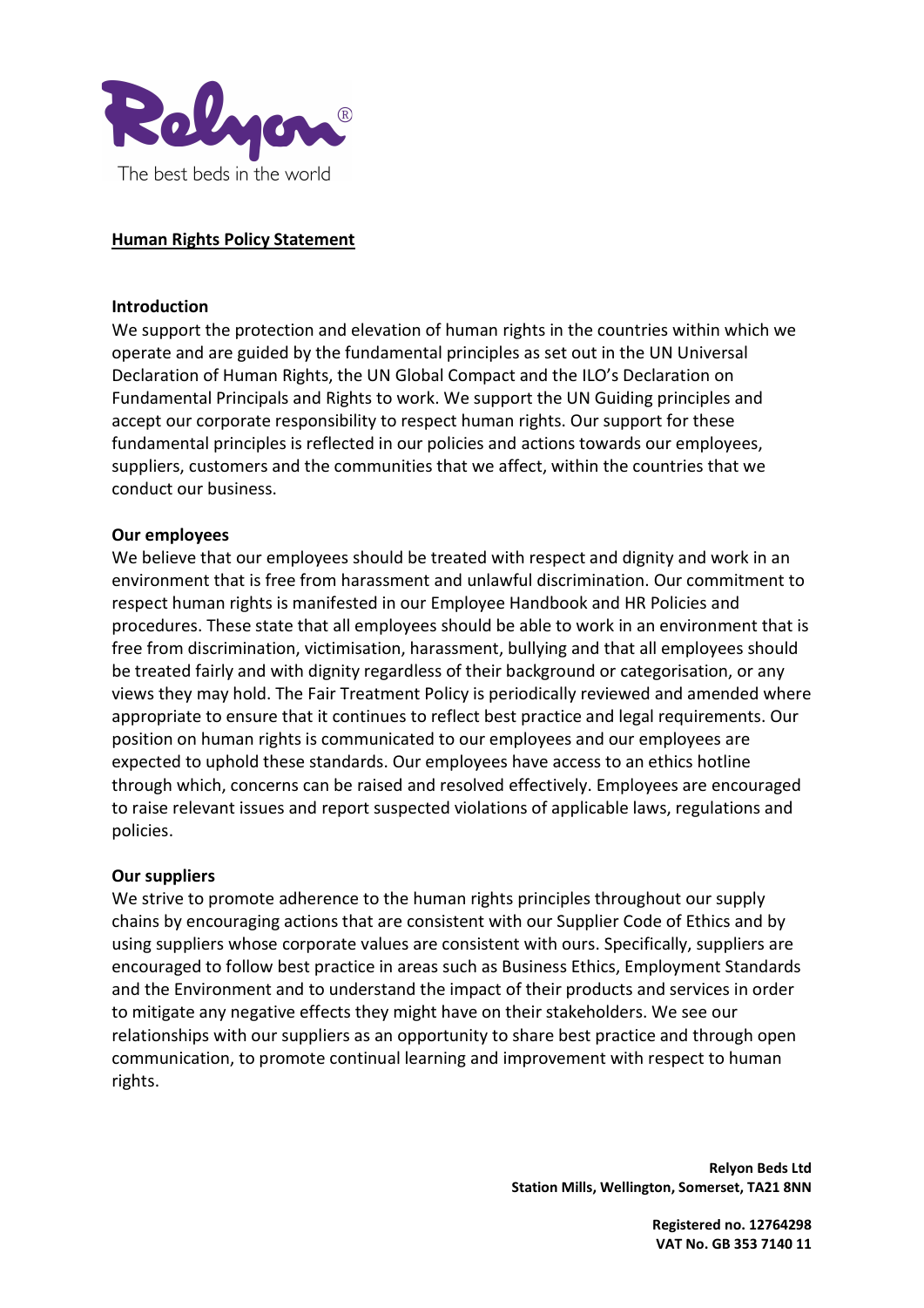Relyon®

The best beds in the world

# Human Rights Policy Statement

## Introduction

We support the protection and elevation of human rights in the countries within which we operate and are guided by the fundamental principles as set out in the UN Universal Declaration of Human Rights, the UN Global Compact and the ILO's Declaration on Fundamental Principals and Rights to work. We support the UN Guiding principles and accept our corporate responsibility to respect human rights. Our support for these fundamental principles is reflected in our policies and actions towards our employees, suppliers, customers and the communities that we affect, within the countries that we conduct our business.

## Our employees

We believe that our employees should be treated with respect and dignity and work in an environment that is free from harassment and unlawful discrimination. Our commitment to respect human rights is manifested in our Employee Handbook and HR Policies and procedures. These state that all employees should be able to work in an environment that is free from discrimination, victimisation, harassment, bullying and that all employees should be treated fairly and with dignity regardless of their background or categorisation, or any views they may hold. The Fair Treatment Policy is periodically reviewed and amended where appropriate to ensure that it continues to reflect best practice and legal requirements. Our position on human rights is communicated to our employees and our employees are expected to uphold these standards. Our employees have access to an ethics hotline through which, concerns can be raised and resolved effectively. Employees are encouraged to raise relevant issues and report suspected violations of applicable laws, regulations and policies.

## Our suppliers

We strive to promote adherence to the human rights principles throughout our supply chains by encouraging actions that are consistent with our Supplier Code of Ethics and by using suppliers whose corporate values are consistent with ours. Specifically, suppliers are encouraged to follow best practice in areas such as Business Ethics, Employment Standards and the Environment and to understand the impact of their products and services in order to mitigate any negative effects they might have on their stakeholders. We see our relationships with our suppliers as an opportunity to share best practice and through open communication, to promote continual learning and improvement with respect to human rights.

**Relyon Beds Ltd**
**Station Mills, Wellington, Somerset, TA21 8NN**

**Registered no. 12764298**
**VAT No. GB 353 7140 11**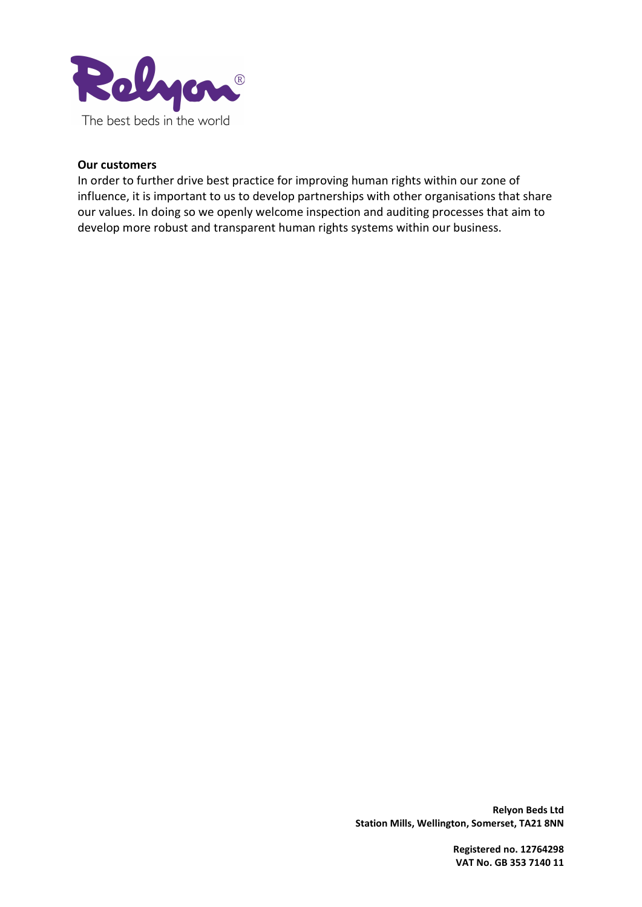**Our customers**

In order to further drive best practice for improving human rights within our zone of influence, it is important to us to develop partnerships with other organisations that share our values. In doing so we openly welcome inspection and auditing processes that aim to develop more robust and transparent human rights systems within our business.